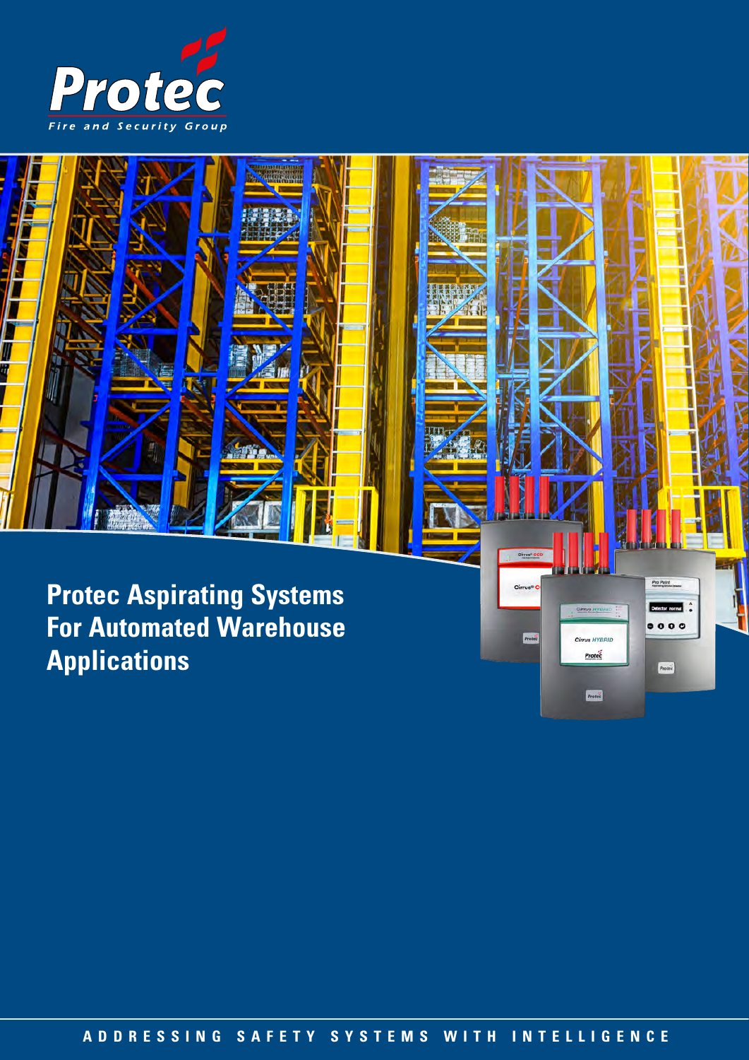Protec

Fire and Security Group

# Protec Aspirating Systems For Automated Warehouse Applications

ADDRESSING SAFETY SYSTEMS WITH INTELLIGENCE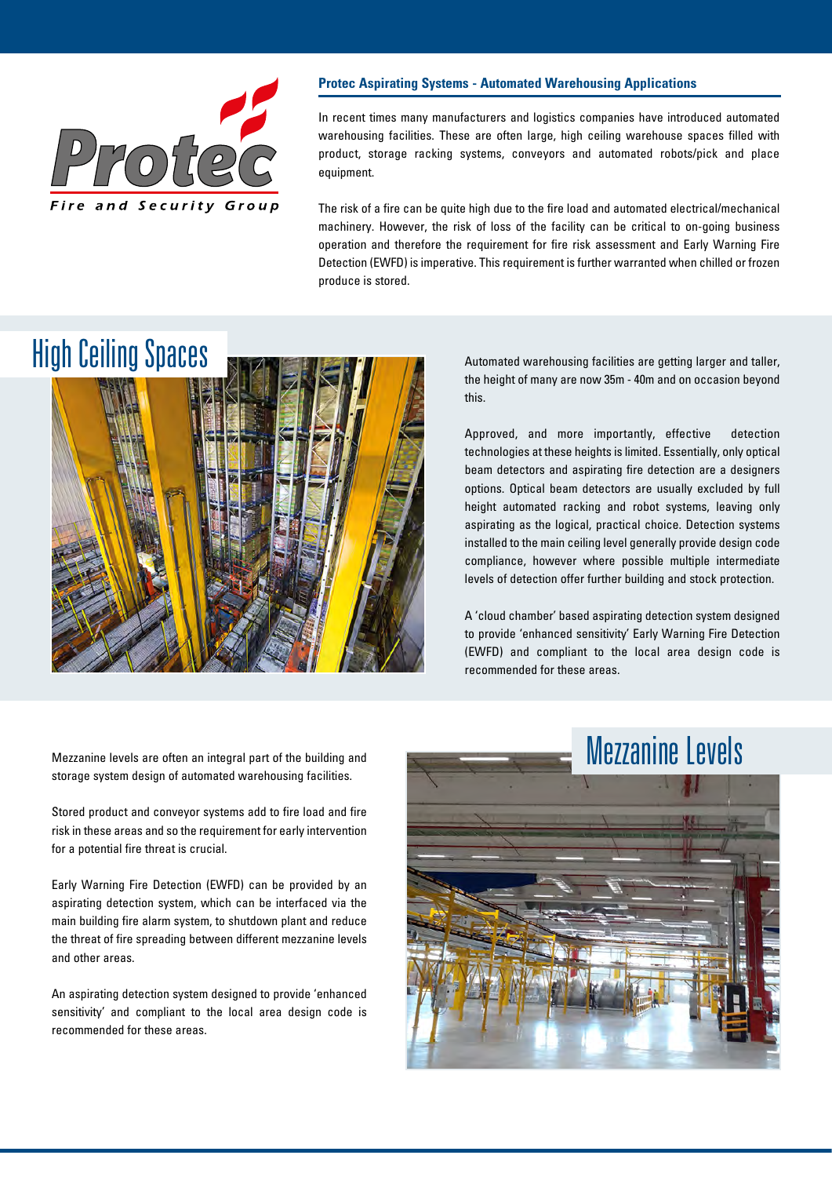Protec
Fire and Security Group

## Protec Aspirating Systems - Automated Warehousing Applications

In recent times many manufacturers and logistics companies have introduced automated warehousing facilities. These are often large, high ceiling warehouse spaces filled with product, storage racking systems, conveyors and automated robots/pick and place equipment.

The risk of a fire can be quite high due to the fire load and automated electrical/mechanical machinery. However, the risk of loss of the facility can be critical to on-going business operation and therefore the requirement for fire risk assessment and Early Warning Fire Detection (EWFD) is imperative. This requirement is further warranted when chilled or frozen produce is stored.

## High Ceiling Spaces

Automated warehousing facilities are getting larger and taller, the height of many are now 35m - 40m and on occasion beyond this.

Approved, and more importantly, effective detection technologies at these heights is limited. Essentially, only optical beam detectors and aspirating fire detection are a designers options. Optical beam detectors are usually excluded by full height automated racking and robot systems, leaving only aspirating as the logical, practical choice. Detection systems installed to the main ceiling level generally provide design code compliance, however where possible multiple intermediate levels of detection offer further building and stock protection.

A 'cloud chamber' based aspirating detection system designed to provide 'enhanced sensitivity' Early Warning Fire Detection (EWFD) and compliant to the local area design code is recommended for these areas.

## Mezzanine Levels

Mezzanine levels are often an integral part of the building and storage system design of automated warehousing facilities.

Stored product and conveyor systems add to fire load and fire risk in these areas and so the requirement for early intervention for a potential fire threat is crucial.

Early Warning Fire Detection (EWFD) can be provided by an aspirating detection system, which can be interfaced via the main building fire alarm system, to shutdown plant and reduce the threat of fire spreading between different mezzanine levels and other areas.

An aspirating detection system designed to provide 'enhanced sensitivity' and compliant to the local area design code is recommended for these areas.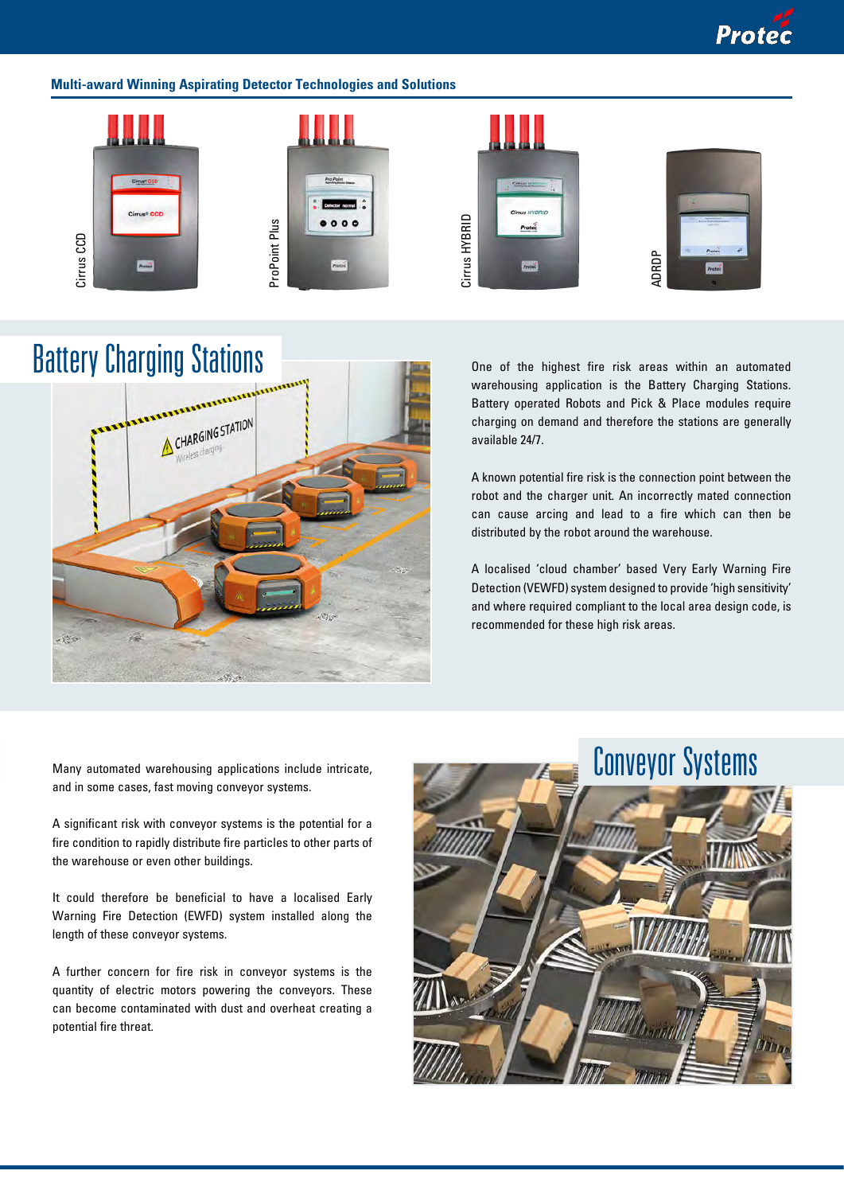## Multi-award Winning Aspirating Detector Technologies and Solutions

Cirrus CCD

ProPoint Plus

Cirrus HYBRID

ADRDP

# Battery Charging Stations

One of the highest fire risk areas within an automated warehousing application is the Battery Charging Stations. Battery operated Robots and Pick & Place modules require charging on demand and therefore the stations are generally available 24/7.

A known potential fire risk is the connection point between the robot and the charger unit. An incorrectly mated connection can cause arcing and lead to a fire which can then be distributed by the robot around the warehouse.

A localised 'cloud chamber' based Very Early Warning Fire Detection (VEWFD) system designed to provide 'high sensitivity' and where required compliant to the local area design code, is recommended for these high risk areas.

# Conveyor Systems

Many automated warehousing applications include intricate, and in some cases, fast moving conveyor systems.

A significant risk with conveyor systems is the potential for a fire condition to rapidly distribute fire particles to other parts of the warehouse or even other buildings.

It could therefore be beneficial to have a localised Early Warning Fire Detection (EWFD) system installed along the length of these conveyor systems.

A further concern for fire risk in conveyor systems is the quantity of electric motors powering the conveyors. These can become contaminated with dust and overheat creating a potential fire threat.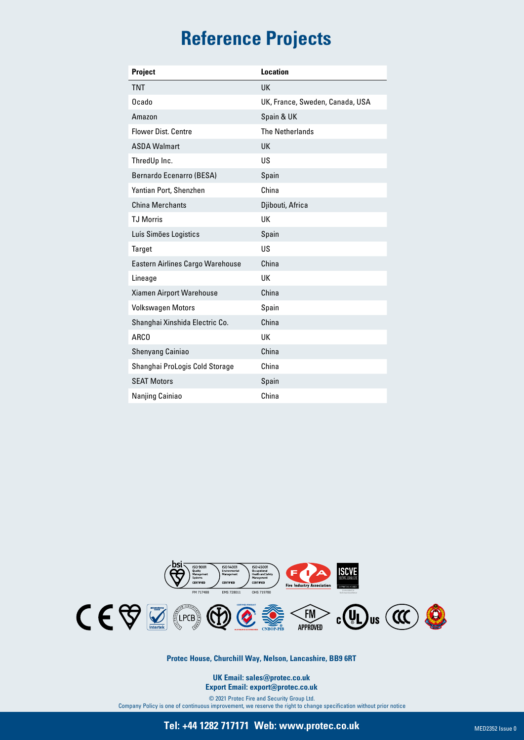# Reference Projects

| Project | Location |
|---|---|
| TNT | UK |
| Ocado | UK, France, Sweden, Canada, USA |
| Amazon | Spain & UK |
| Flower Dist. Centre | The Netherlands |
| ASDA Walmart | UK |
| ThredUp Inc. | US |
| Bernardo Ecenarro (BESA) | Spain |
| Yantian Port, Shenzhen | China |
| China Merchants | Djibouti, Africa |
| TJ Morris | UK |
| Luís Simões Logistics | Spain |
| Target | US |
| Eastern Airlines Cargo Warehouse | China |
| Lineage | UK |
| Xiamen Airport Warehouse | China |
| Volkswagen Motors | Spain |
| Shanghai Xinshida Electric Co. | China |
| ARCO | UK |
| Shenyang Cainiao | China |
| Shanghai ProLogis Cold Storage | China |
| SEAT Motors | Spain |
| Nanjing Cainiao | China |

ISO 9001 Quality Management Systems CERTIFIED FM 717488
ISO 14001 Environmental Management CERTIFIED EMS 728011
ISO 45001 Occupational Health and Safety Management CERTIFIED OHS 719780

**Protec House, Churchill Way, Nelson, Lancashire, BB9 6RT**

**UK Email: sales@protec.co.uk**
**Export Email: export@protec.co.uk**

© 2021 Protec Fire and Security Group Ltd.
Company Policy is one of continuous improvement, we reserve the right to change specification without prior notice

**Tel: +44 1282 717171 Web: www.protec.co.uk**

MED2352 Issue 0